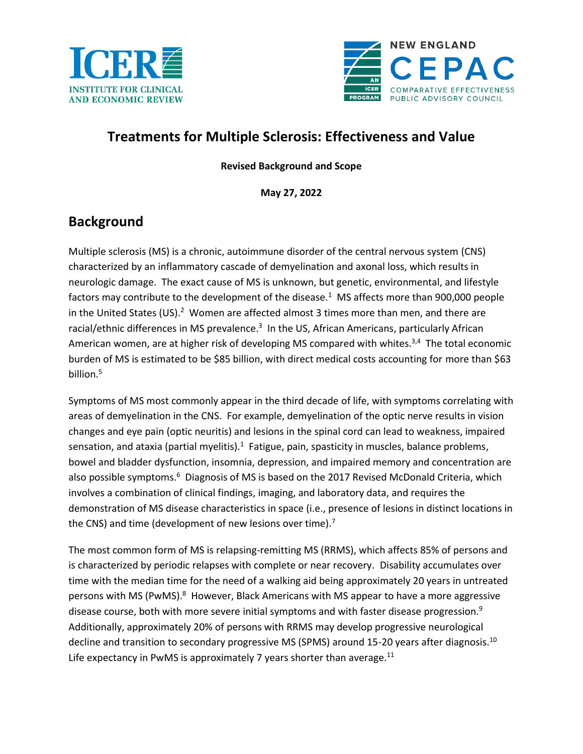# Treatments for Multiple Sclerosis: Effectiveness and Value

**Revised Background and Scope**

**May 27, 2022**

## Background

Multiple sclerosis (MS) is a chronic, autoimmune disorder of the central nervous system (CNS) characterized by an inflammatory cascade of demyelination and axonal loss, which results in neurologic damage. The exact cause of MS is unknown, but genetic, environmental, and lifestyle factors may contribute to the development of the disease.[1] MS affects more than 900,000 people in the United States (US).[2] Women are affected almost 3 times more than men, and there are racial/ethnic differences in MS prevalence.[3] In the US, African Americans, particularly African American women, are at higher risk of developing MS compared with whites.[3,4] The total economic burden of MS is estimated to be $85 billion, with direct medical costs accounting for more than $63 billion.[5]

Symptoms of MS most commonly appear in the third decade of life, with symptoms correlating with areas of demyelination in the CNS. For example, demyelination of the optic nerve results in vision changes and eye pain (optic neuritis) and lesions in the spinal cord can lead to weakness, impaired sensation, and ataxia (partial myelitis).[1] Fatigue, pain, spasticity in muscles, balance problems, bowel and bladder dysfunction, insomnia, depression, and impaired memory and concentration are also possible symptoms.[6] Diagnosis of MS is based on the 2017 Revised McDonald Criteria, which involves a combination of clinical findings, imaging, and laboratory data, and requires the demonstration of MS disease characteristics in space (i.e., presence of lesions in distinct locations in the CNS) and time (development of new lesions over time).[7]

The most common form of MS is relapsing-remitting MS (RRMS), which affects 85% of persons and is characterized by periodic relapses with complete or near recovery. Disability accumulates over time with the median time for the need of a walking aid being approximately 20 years in untreated persons with MS (PwMS).[8] However, Black Americans with MS appear to have a more aggressive disease course, both with more severe initial symptoms and with faster disease progression.[9] Additionally, approximately 20% of persons with RRMS may develop progressive neurological decline and transition to secondary progressive MS (SPMS) around 15-20 years after diagnosis.[10] Life expectancy in PwMS is approximately 7 years shorter than average.[11]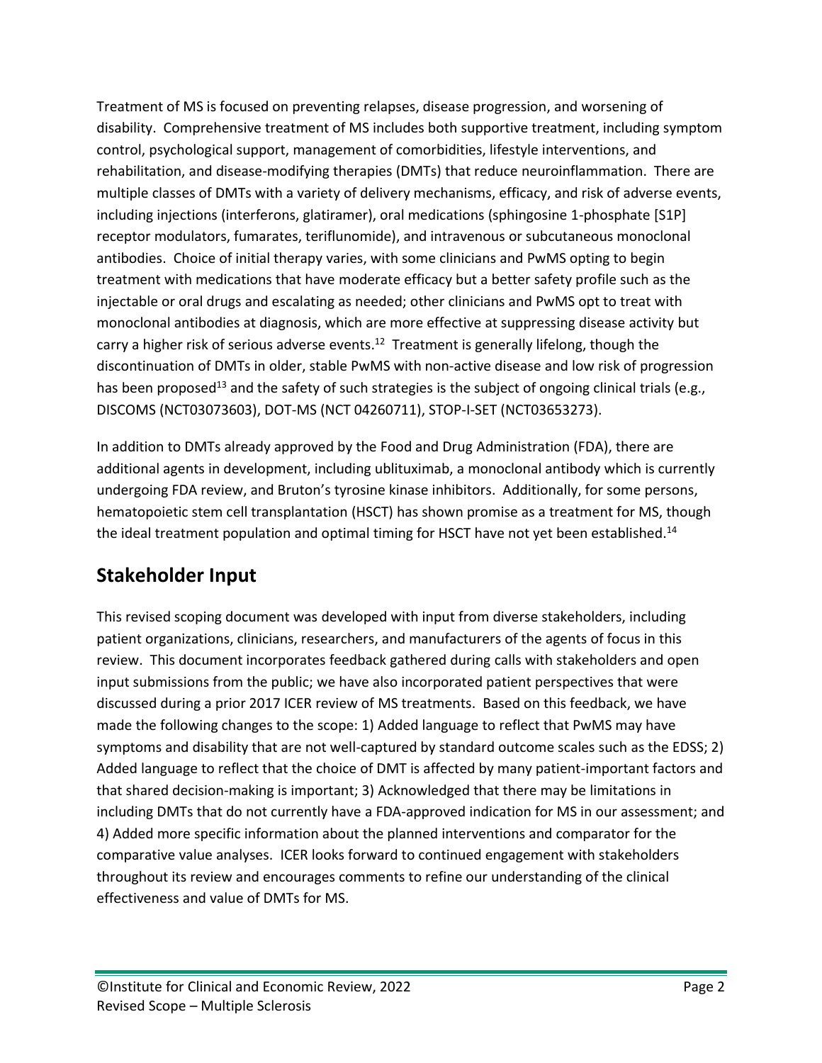Treatment of MS is focused on preventing relapses, disease progression, and worsening of disability. Comprehensive treatment of MS includes both supportive treatment, including symptom control, psychological support, management of comorbidities, lifestyle interventions, and rehabilitation, and disease-modifying therapies (DMTs) that reduce neuroinflammation. There are multiple classes of DMTs with a variety of delivery mechanisms, efficacy, and risk of adverse events, including injections (interferons, glatiramer), oral medications (sphingosine 1-phosphate [S1P] receptor modulators, fumarates, teriflunomide), and intravenous or subcutaneous monoclonal antibodies. Choice of initial therapy varies, with some clinicians and PwMS opting to begin treatment with medications that have moderate efficacy but a better safety profile such as the injectable or oral drugs and escalating as needed; other clinicians and PwMS opt to treat with monoclonal antibodies at diagnosis, which are more effective at suppressing disease activity but carry a higher risk of serious adverse events.[12] Treatment is generally lifelong, though the discontinuation of DMTs in older, stable PwMS with non-active disease and low risk of progression has been proposed[13] and the safety of such strategies is the subject of ongoing clinical trials (e.g., DISCOMS (NCT03073603), DOT-MS (NCT 04260711), STOP-I-SET (NCT03653273).

In addition to DMTs already approved by the Food and Drug Administration (FDA), there are additional agents in development, including ublituximab, a monoclonal antibody which is currently undergoing FDA review, and Bruton's tyrosine kinase inhibitors. Additionally, for some persons, hematopoietic stem cell transplantation (HSCT) has shown promise as a treatment for MS, though the ideal treatment population and optimal timing for HSCT have not yet been established.[14]

## Stakeholder Input

This revised scoping document was developed with input from diverse stakeholders, including patient organizations, clinicians, researchers, and manufacturers of the agents of focus in this review. This document incorporates feedback gathered during calls with stakeholders and open input submissions from the public; we have also incorporated patient perspectives that were discussed during a prior 2017 ICER review of MS treatments. Based on this feedback, we have made the following changes to the scope: 1) Added language to reflect that PwMS may have symptoms and disability that are not well-captured by standard outcome scales such as the EDSS; 2) Added language to reflect that the choice of DMT is affected by many patient-important factors and that shared decision-making is important; 3) Acknowledged that there may be limitations in including DMTs that do not currently have a FDA-approved indication for MS in our assessment; and 4) Added more specific information about the planned interventions and comparator for the comparative value analyses. ICER looks forward to continued engagement with stakeholders throughout its review and encourages comments to refine our understanding of the clinical effectiveness and value of DMTs for MS.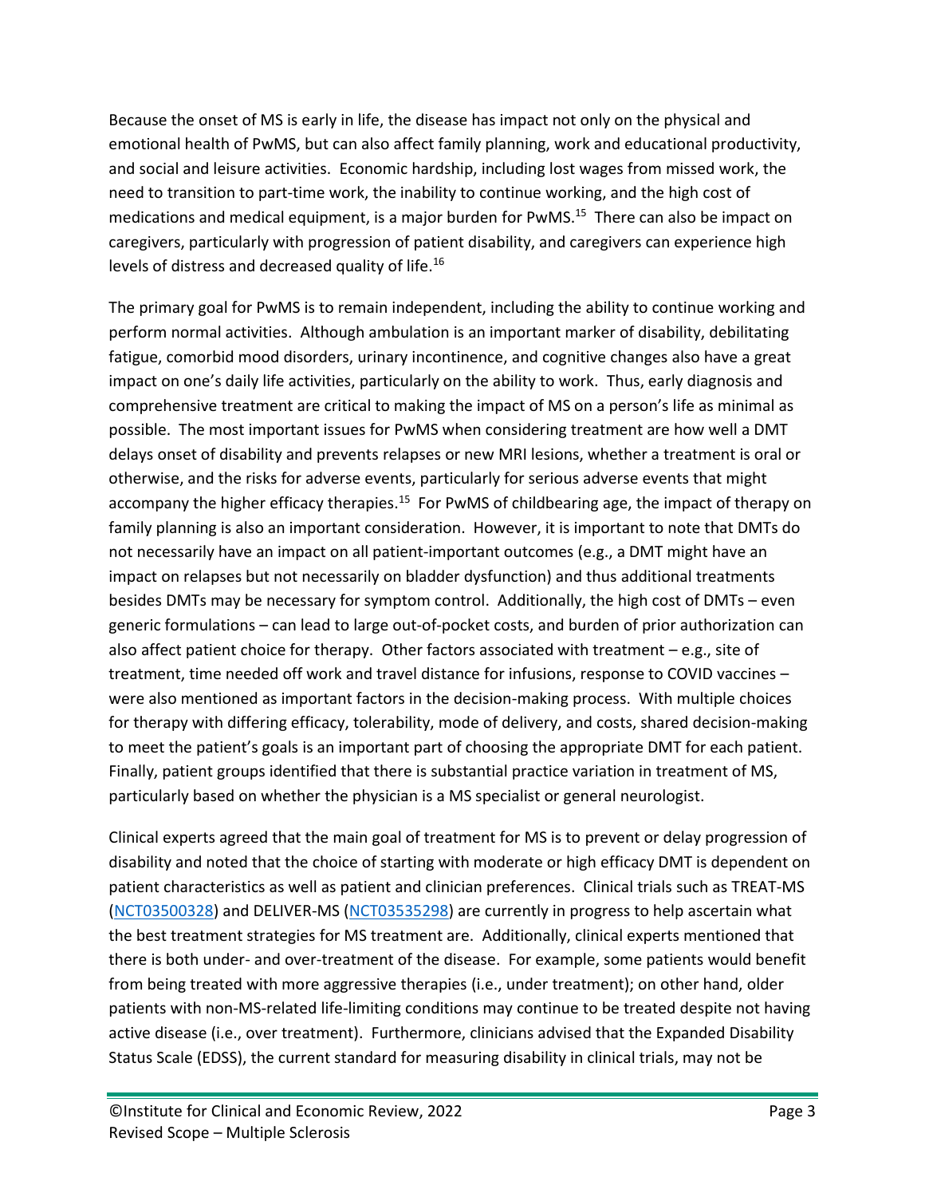Because the onset of MS is early in life, the disease has impact not only on the physical and emotional health of PwMS, but can also affect family planning, work and educational productivity, and social and leisure activities. Economic hardship, including lost wages from missed work, the need to transition to part-time work, the inability to continue working, and the high cost of medications and medical equipment, is a major burden for PwMS.[15] There can also be impact on caregivers, particularly with progression of patient disability, and caregivers can experience high levels of distress and decreased quality of life.[16]

The primary goal for PwMS is to remain independent, including the ability to continue working and perform normal activities. Although ambulation is an important marker of disability, debilitating fatigue, comorbid mood disorders, urinary incontinence, and cognitive changes also have a great impact on one's daily life activities, particularly on the ability to work. Thus, early diagnosis and comprehensive treatment are critical to making the impact of MS on a person's life as minimal as possible. The most important issues for PwMS when considering treatment are how well a DMT delays onset of disability and prevents relapses or new MRI lesions, whether a treatment is oral or otherwise, and the risks for adverse events, particularly for serious adverse events that might accompany the higher efficacy therapies.[15] For PwMS of childbearing age, the impact of therapy on family planning is also an important consideration. However, it is important to note that DMTs do not necessarily have an impact on all patient-important outcomes (e.g., a DMT might have an impact on relapses but not necessarily on bladder dysfunction) and thus additional treatments besides DMTs may be necessary for symptom control. Additionally, the high cost of DMTs – even generic formulations – can lead to large out-of-pocket costs, and burden of prior authorization can also affect patient choice for therapy. Other factors associated with treatment – e.g., site of treatment, time needed off work and travel distance for infusions, response to COVID vaccines – were also mentioned as important factors in the decision-making process. With multiple choices for therapy with differing efficacy, tolerability, mode of delivery, and costs, shared decision-making to meet the patient's goals is an important part of choosing the appropriate DMT for each patient. Finally, patient groups identified that there is substantial practice variation in treatment of MS, particularly based on whether the physician is a MS specialist or general neurologist.

Clinical experts agreed that the main goal of treatment for MS is to prevent or delay progression of disability and noted that the choice of starting with moderate or high efficacy DMT is dependent on patient characteristics as well as patient and clinician preferences. Clinical trials such as TREAT-MS (NCT03500328) and DELIVER-MS (NCT03535298) are currently in progress to help ascertain what the best treatment strategies for MS treatment are. Additionally, clinical experts mentioned that there is both under- and over-treatment of the disease. For example, some patients would benefit from being treated with more aggressive therapies (i.e., under treatment); on other hand, older patients with non-MS-related life-limiting conditions may continue to be treated despite not having active disease (i.e., over treatment). Furthermore, clinicians advised that the Expanded Disability Status Scale (EDSS), the current standard for measuring disability in clinical trials, may not be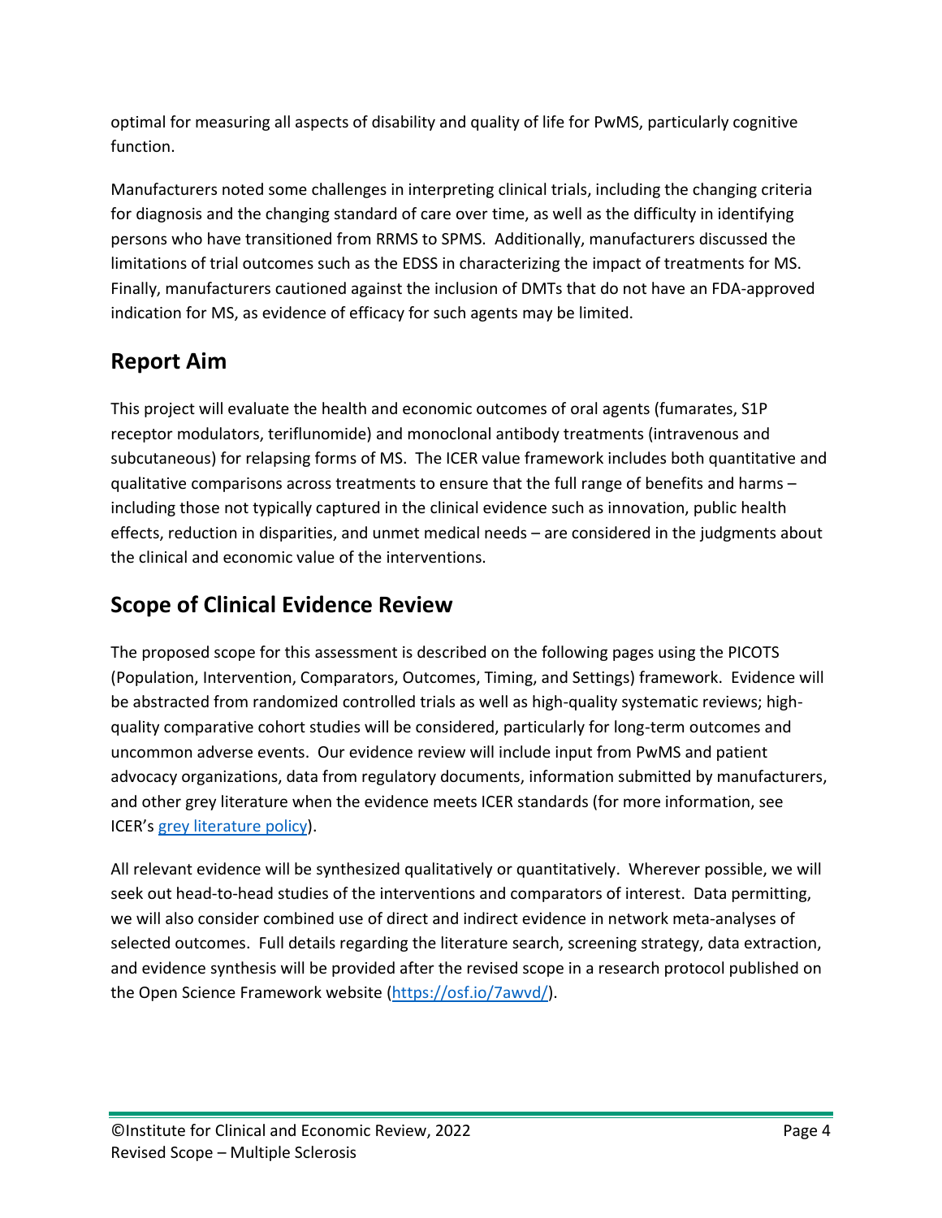optimal for measuring all aspects of disability and quality of life for PwMS, particularly cognitive function.

Manufacturers noted some challenges in interpreting clinical trials, including the changing criteria for diagnosis and the changing standard of care over time, as well as the difficulty in identifying persons who have transitioned from RRMS to SPMS. Additionally, manufacturers discussed the limitations of trial outcomes such as the EDSS in characterizing the impact of treatments for MS. Finally, manufacturers cautioned against the inclusion of DMTs that do not have an FDA-approved indication for MS, as evidence of efficacy for such agents may be limited.

## Report Aim

This project will evaluate the health and economic outcomes of oral agents (fumarates, S1P receptor modulators, teriflunomide) and monoclonal antibody treatments (intravenous and subcutaneous) for relapsing forms of MS. The ICER value framework includes both quantitative and qualitative comparisons across treatments to ensure that the full range of benefits and harms – including those not typically captured in the clinical evidence such as innovation, public health effects, reduction in disparities, and unmet medical needs – are considered in the judgments about the clinical and economic value of the interventions.

## Scope of Clinical Evidence Review

The proposed scope for this assessment is described on the following pages using the PICOTS (Population, Intervention, Comparators, Outcomes, Timing, and Settings) framework. Evidence will be abstracted from randomized controlled trials as well as high-quality systematic reviews; high-quality comparative cohort studies will be considered, particularly for long-term outcomes and uncommon adverse events. Our evidence review will include input from PwMS and patient advocacy organizations, data from regulatory documents, information submitted by manufacturers, and other grey literature when the evidence meets ICER standards (for more information, see ICER's grey literature policy).

All relevant evidence will be synthesized qualitatively or quantitatively. Wherever possible, we will seek out head-to-head studies of the interventions and comparators of interest. Data permitting, we will also consider combined use of direct and indirect evidence in network meta-analyses of selected outcomes. Full details regarding the literature search, screening strategy, data extraction, and evidence synthesis will be provided after the revised scope in a research protocol published on the Open Science Framework website (https://osf.io/7awvd/).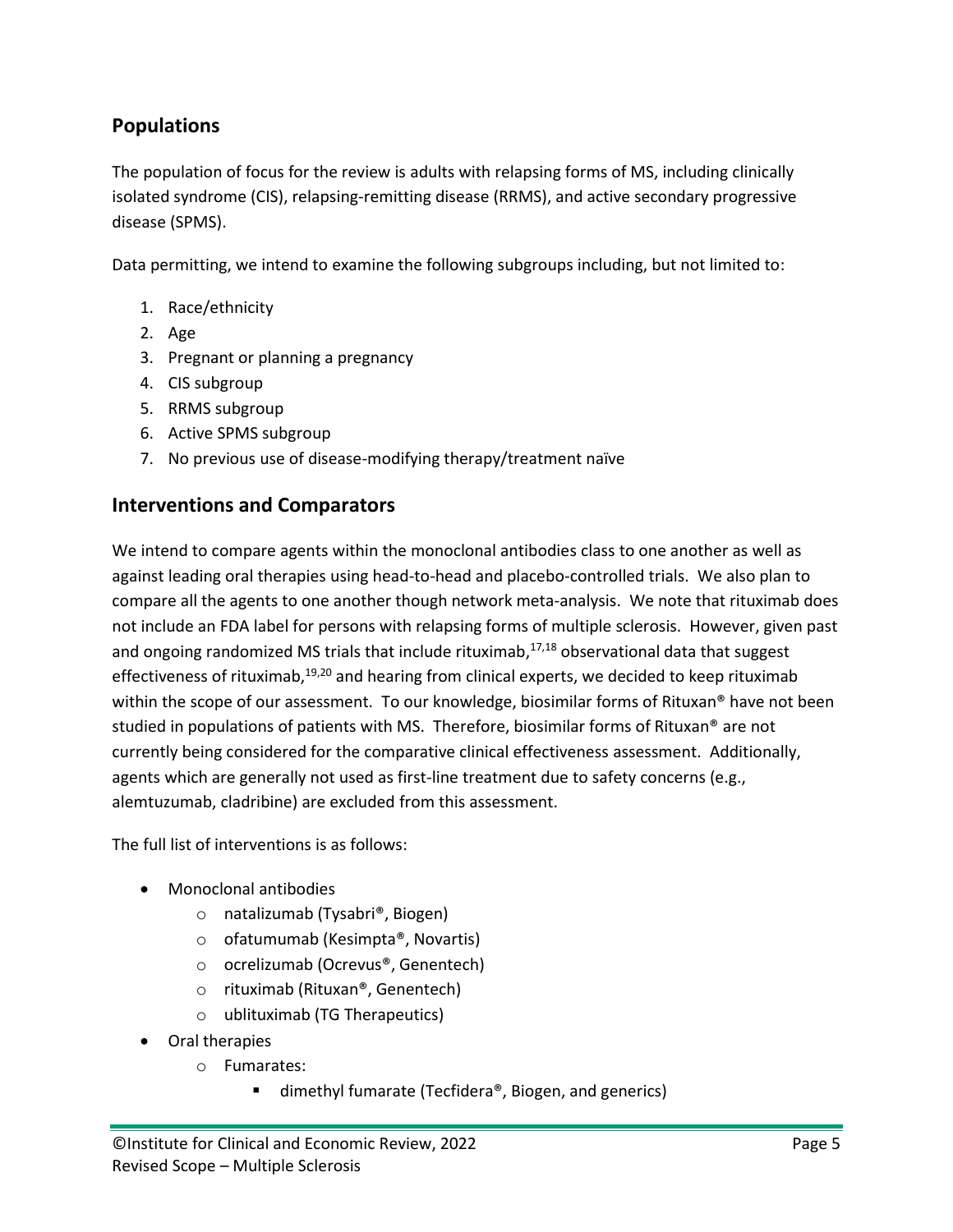## Populations

The population of focus for the review is adults with relapsing forms of MS, including clinically isolated syndrome (CIS), relapsing-remitting disease (RRMS), and active secondary progressive disease (SPMS).

Data permitting, we intend to examine the following subgroups including, but not limited to:

1. Race/ethnicity
2. Age
3. Pregnant or planning a pregnancy
4. CIS subgroup
5. RRMS subgroup
6. Active SPMS subgroup
7. No previous use of disease-modifying therapy/treatment naïve

## Interventions and Comparators

We intend to compare agents within the monoclonal antibodies class to one another as well as against leading oral therapies using head-to-head and placebo-controlled trials. We also plan to compare all the agents to one another though network meta-analysis. We note that rituximab does not include an FDA label for persons with relapsing forms of multiple sclerosis. However, given past and ongoing randomized MS trials that include rituximab,[17,18] observational data that suggest effectiveness of rituximab,[19,20] and hearing from clinical experts, we decided to keep rituximab within the scope of our assessment. To our knowledge, biosimilar forms of Rituxan® have not been studied in populations of patients with MS. Therefore, biosimilar forms of Rituxan® are not currently being considered for the comparative clinical effectiveness assessment. Additionally, agents which are generally not used as first-line treatment due to safety concerns (e.g., alemtuzumab, cladribine) are excluded from this assessment.

The full list of interventions is as follows:

- Monoclonal antibodies
  - natalizumab (Tysabri®, Biogen)
  - ofatumumab (Kesimpta®, Novartis)
  - ocrelizumab (Ocrevus®, Genentech)
  - rituximab (Rituxan®, Genentech)
  - ublituximab (TG Therapeutics)
- Oral therapies
  - Fumarates:
    - dimethyl fumarate (Tecfidera®, Biogen, and generics)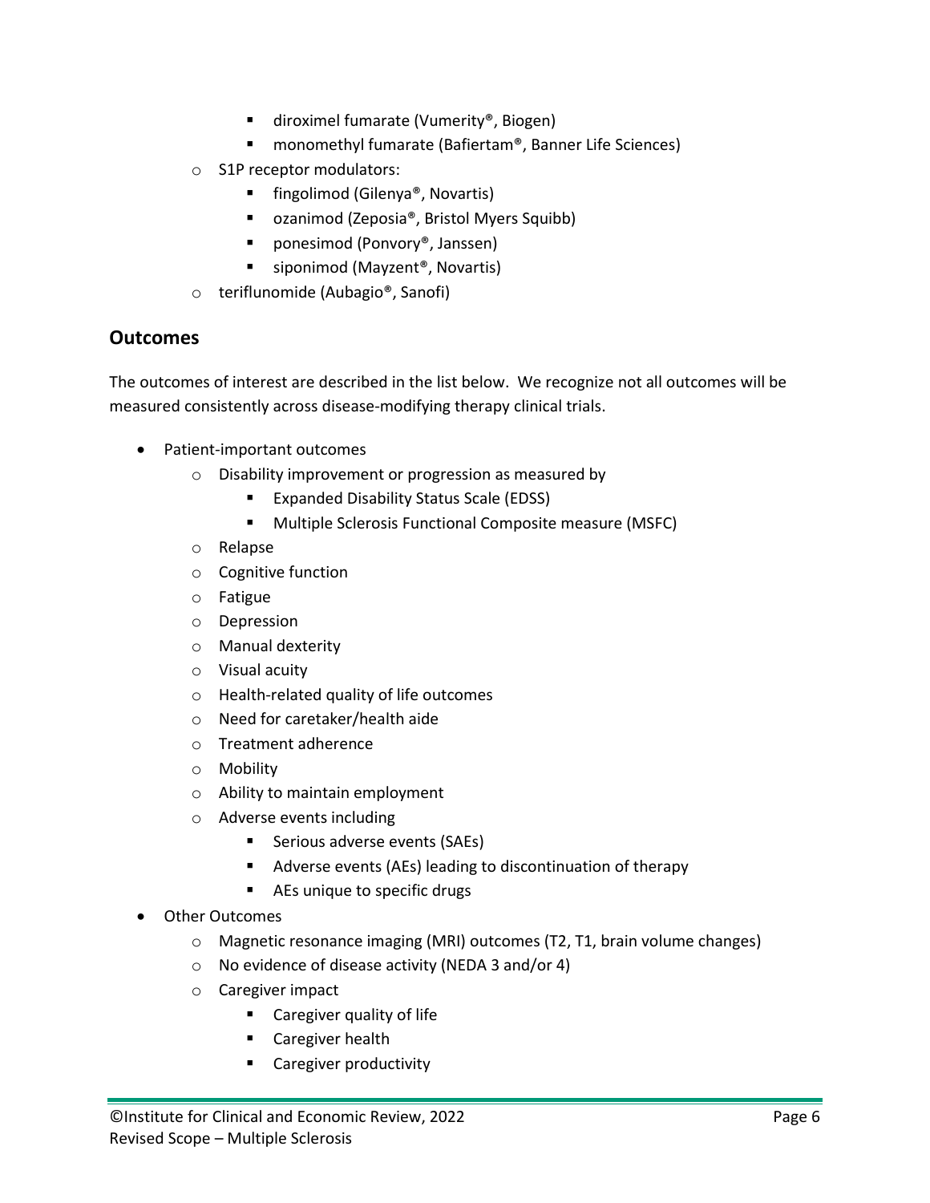- diroximel fumarate (Vumerity®, Biogen)
        - monomethyl fumarate (Bafiertam®, Banner Life Sciences)
    - S1P receptor modulators:
        - fingolimod (Gilenya®, Novartis)
        - ozanimod (Zeposia®, Bristol Myers Squibb)
        - ponesimod (Ponvory®, Janssen)
        - siponimod (Mayzent®, Novartis)
    - teriflunomide (Aubagio®, Sanofi)

## Outcomes

The outcomes of interest are described in the list below. We recognize not all outcomes will be measured consistently across disease-modifying therapy clinical trials.

- Patient-important outcomes
    - Disability improvement or progression as measured by
        - Expanded Disability Status Scale (EDSS)
        - Multiple Sclerosis Functional Composite measure (MSFC)
    - Relapse
    - Cognitive function
    - Fatigue
    - Depression
    - Manual dexterity
    - Visual acuity
    - Health-related quality of life outcomes
    - Need for caretaker/health aide
    - Treatment adherence
    - Mobility
    - Ability to maintain employment
    - Adverse events including
        - Serious adverse events (SAEs)
        - Adverse events (AEs) leading to discontinuation of therapy
        - AEs unique to specific drugs
- Other Outcomes
    - Magnetic resonance imaging (MRI) outcomes (T2, T1, brain volume changes)
    - No evidence of disease activity (NEDA 3 and/or 4)
    - Caregiver impact
        - Caregiver quality of life
        - Caregiver health
        - Caregiver productivity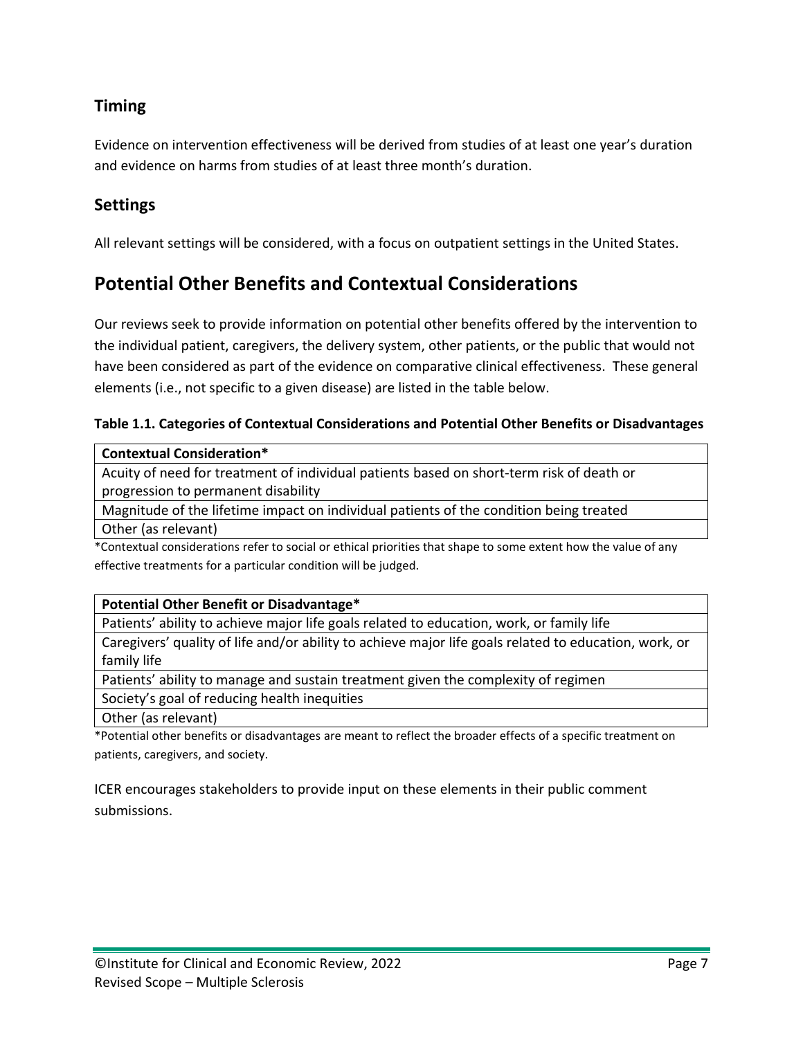## Timing

Evidence on intervention effectiveness will be derived from studies of at least one year's duration and evidence on harms from studies of at least three month's duration.

## Settings

All relevant settings will be considered, with a focus on outpatient settings in the United States.

# Potential Other Benefits and Contextual Considerations

Our reviews seek to provide information on potential other benefits offered by the intervention to the individual patient, caregivers, the delivery system, other patients, or the public that would not have been considered as part of the evidence on comparative clinical effectiveness. These general elements (i.e., not specific to a given disease) are listed in the table below.

**Table 1.1. Categories of Contextual Considerations and Potential Other Benefits or Disadvantages**

| **Contextual Consideration*** |
| --- |
| Acuity of need for treatment of individual patients based on short-term risk of death or progression to permanent disability |
| Magnitude of the lifetime impact on individual patients of the condition being treated |
| Other (as relevant) |

*Contextual considerations refer to social or ethical priorities that shape to some extent how the value of any effective treatments for a particular condition will be judged.

| **Potential Other Benefit or Disadvantage*** |
| --- |
| Patients' ability to achieve major life goals related to education, work, or family life |
| Caregivers' quality of life and/or ability to achieve major life goals related to education, work, or family life |
| Patients' ability to manage and sustain treatment given the complexity of regimen |
| Society's goal of reducing health inequities |
| Other (as relevant) |

*Potential other benefits or disadvantages are meant to reflect the broader effects of a specific treatment on patients, caregivers, and society.

ICER encourages stakeholders to provide input on these elements in their public comment submissions.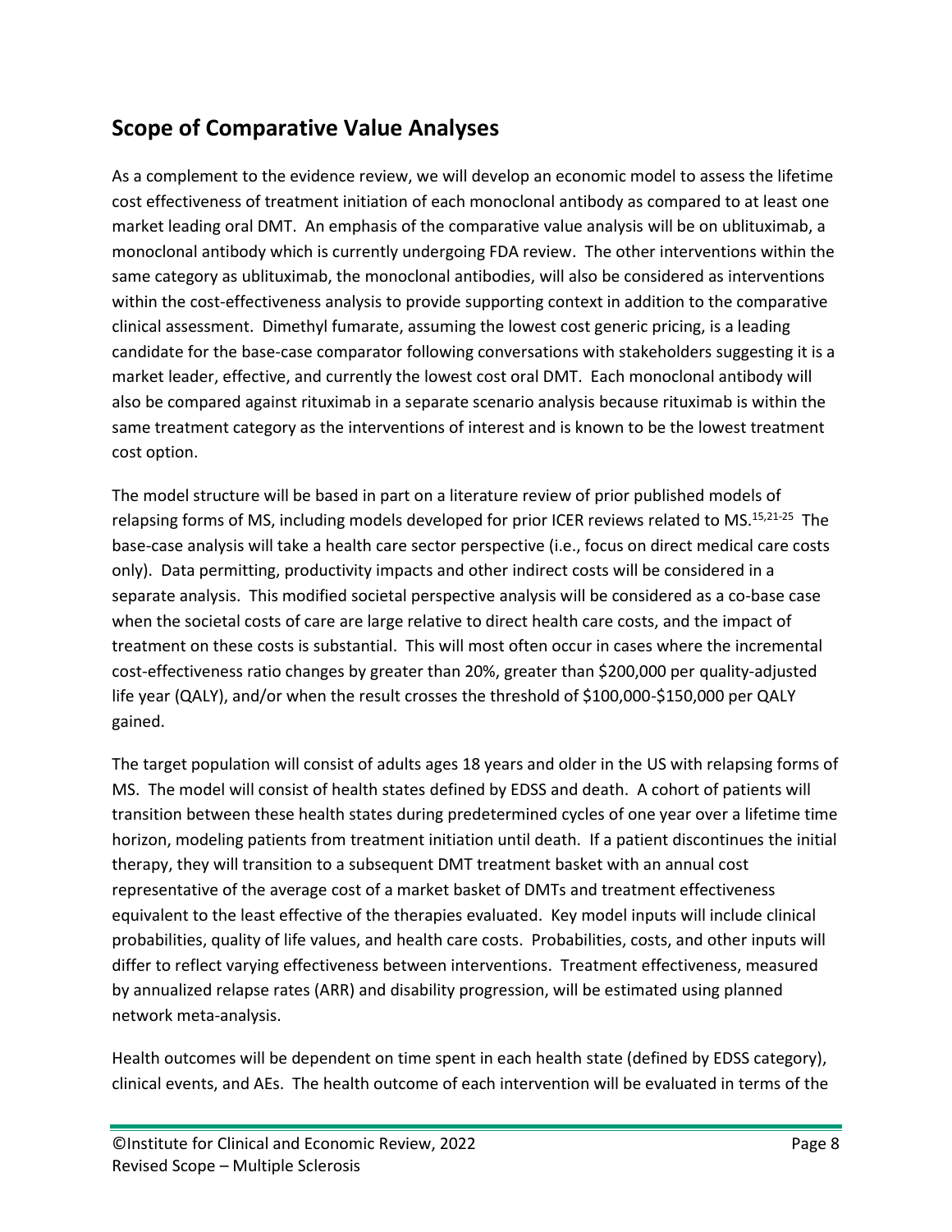## Scope of Comparative Value Analyses

As a complement to the evidence review, we will develop an economic model to assess the lifetime cost effectiveness of treatment initiation of each monoclonal antibody as compared to at least one market leading oral DMT. An emphasis of the comparative value analysis will be on ublituximab, a monoclonal antibody which is currently undergoing FDA review. The other interventions within the same category as ublituximab, the monoclonal antibodies, will also be considered as interventions within the cost-effectiveness analysis to provide supporting context in addition to the comparative clinical assessment. Dimethyl fumarate, assuming the lowest cost generic pricing, is a leading candidate for the base-case comparator following conversations with stakeholders suggesting it is a market leader, effective, and currently the lowest cost oral DMT. Each monoclonal antibody will also be compared against rituximab in a separate scenario analysis because rituximab is within the same treatment category as the interventions of interest and is known to be the lowest treatment cost option.

The model structure will be based in part on a literature review of prior published models of relapsing forms of MS, including models developed for prior ICER reviews related to MS.[15,21-25] The base-case analysis will take a health care sector perspective (i.e., focus on direct medical care costs only). Data permitting, productivity impacts and other indirect costs will be considered in a separate analysis. This modified societal perspective analysis will be considered as a co-base case when the societal costs of care are large relative to direct health care costs, and the impact of treatment on these costs is substantial. This will most often occur in cases where the incremental cost-effectiveness ratio changes by greater than 20%, greater than $200,000 per quality-adjusted life year (QALY), and/or when the result crosses the threshold of $100,000-$150,000 per QALY gained.

The target population will consist of adults ages 18 years and older in the US with relapsing forms of MS. The model will consist of health states defined by EDSS and death. A cohort of patients will transition between these health states during predetermined cycles of one year over a lifetime time horizon, modeling patients from treatment initiation until death. If a patient discontinues the initial therapy, they will transition to a subsequent DMT treatment basket with an annual cost representative of the average cost of a market basket of DMTs and treatment effectiveness equivalent to the least effective of the therapies evaluated. Key model inputs will include clinical probabilities, quality of life values, and health care costs. Probabilities, costs, and other inputs will differ to reflect varying effectiveness between interventions. Treatment effectiveness, measured by annualized relapse rates (ARR) and disability progression, will be estimated using planned network meta-analysis.

Health outcomes will be dependent on time spent in each health state (defined by EDSS category), clinical events, and AEs. The health outcome of each intervention will be evaluated in terms of the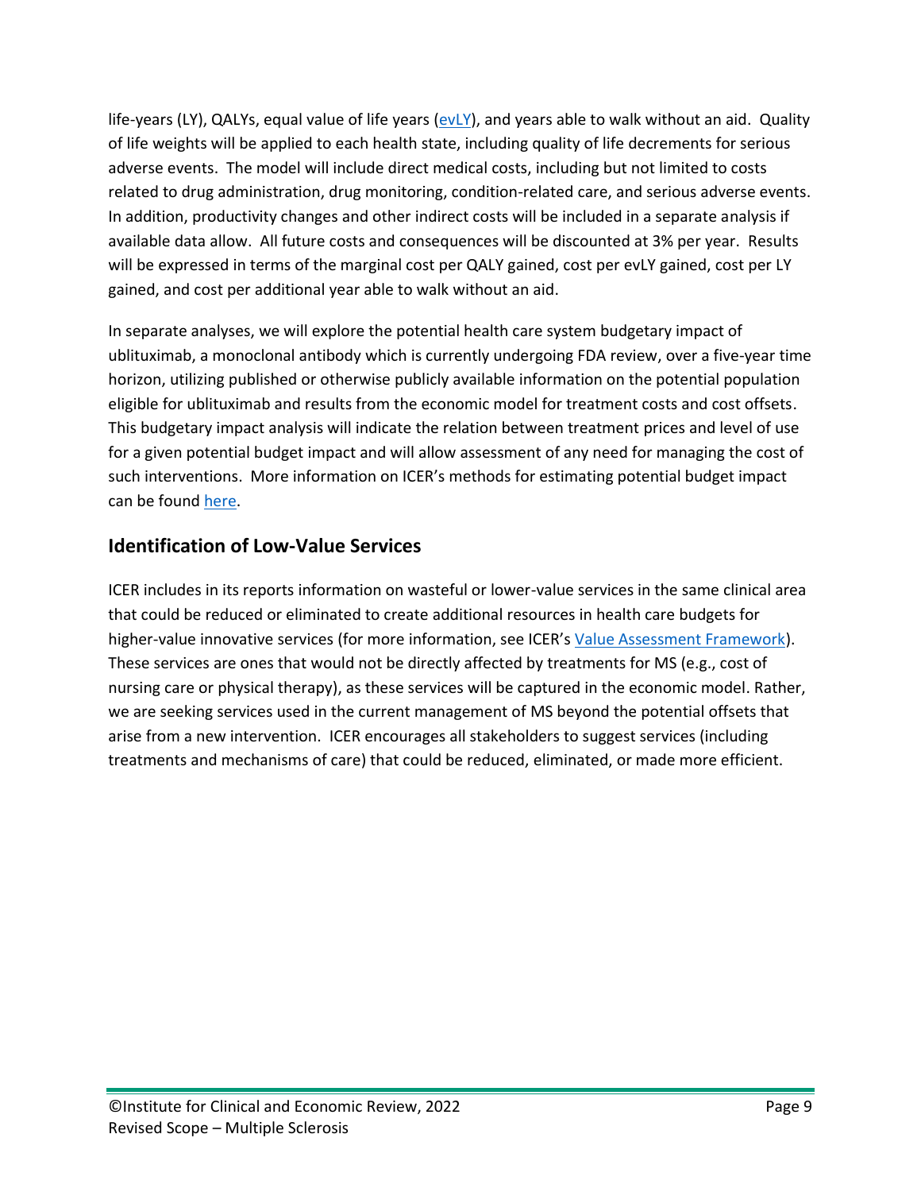life-years (LY), QALYs, equal value of life years (evLY), and years able to walk without an aid. Quality of life weights will be applied to each health state, including quality of life decrements for serious adverse events. The model will include direct medical costs, including but not limited to costs related to drug administration, drug monitoring, condition-related care, and serious adverse events. In addition, productivity changes and other indirect costs will be included in a separate analysis if available data allow. All future costs and consequences will be discounted at 3% per year. Results will be expressed in terms of the marginal cost per QALY gained, cost per evLY gained, cost per LY gained, and cost per additional year able to walk without an aid.

In separate analyses, we will explore the potential health care system budgetary impact of ublituximab, a monoclonal antibody which is currently undergoing FDA review, over a five-year time horizon, utilizing published or otherwise publicly available information on the potential population eligible for ublituximab and results from the economic model for treatment costs and cost offsets. This budgetary impact analysis will indicate the relation between treatment prices and level of use for a given potential budget impact and will allow assessment of any need for managing the cost of such interventions. More information on ICER's methods for estimating potential budget impact can be found here.

## Identification of Low-Value Services

ICER includes in its reports information on wasteful or lower-value services in the same clinical area that could be reduced or eliminated to create additional resources in health care budgets for higher-value innovative services (for more information, see ICER's Value Assessment Framework). These services are ones that would not be directly affected by treatments for MS (e.g., cost of nursing care or physical therapy), as these services will be captured in the economic model. Rather, we are seeking services used in the current management of MS beyond the potential offsets that arise from a new intervention. ICER encourages all stakeholders to suggest services (including treatments and mechanisms of care) that could be reduced, eliminated, or made more efficient.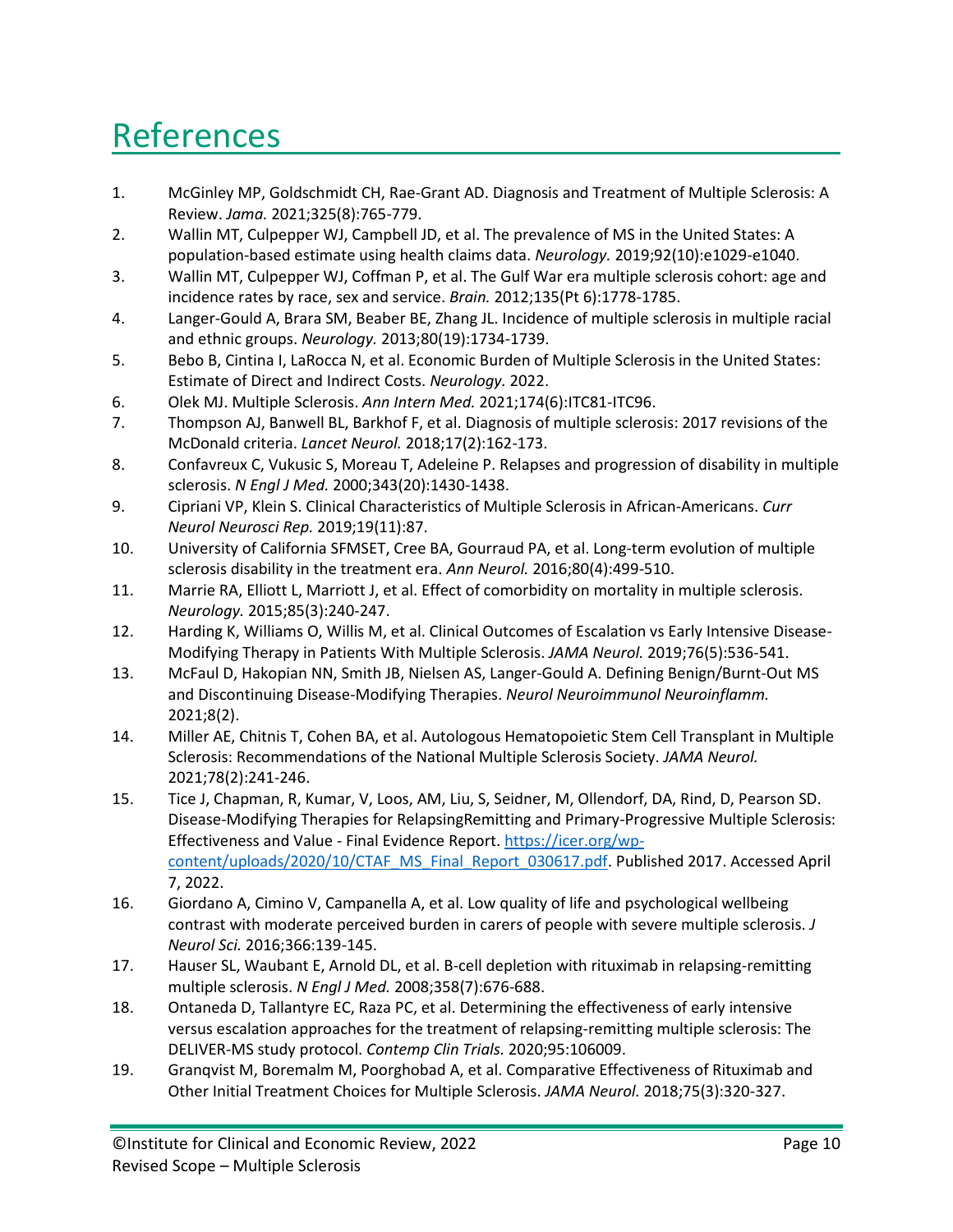# References

1. McGinley MP, Goldschmidt CH, Rae-Grant AD. Diagnosis and Treatment of Multiple Sclerosis: A Review. *Jama.* 2021;325(8):765-779.
2. Wallin MT, Culpepper WJ, Campbell JD, et al. The prevalence of MS in the United States: A population-based estimate using health claims data. *Neurology.* 2019;92(10):e1029-e1040.
3. Wallin MT, Culpepper WJ, Coffman P, et al. The Gulf War era multiple sclerosis cohort: age and incidence rates by race, sex and service. *Brain.* 2012;135(Pt 6):1778-1785.
4. Langer-Gould A, Brara SM, Beaber BE, Zhang JL. Incidence of multiple sclerosis in multiple racial and ethnic groups. *Neurology.* 2013;80(19):1734-1739.
5. Bebo B, Cintina I, LaRocca N, et al. Economic Burden of Multiple Sclerosis in the United States: Estimate of Direct and Indirect Costs. *Neurology.* 2022.
6. Olek MJ. Multiple Sclerosis. *Ann Intern Med.* 2021;174(6):ITC81-ITC96.
7. Thompson AJ, Banwell BL, Barkhof F, et al. Diagnosis of multiple sclerosis: 2017 revisions of the McDonald criteria. *Lancet Neurol.* 2018;17(2):162-173.
8. Confavreux C, Vukusic S, Moreau T, Adeleine P. Relapses and progression of disability in multiple sclerosis. *N Engl J Med.* 2000;343(20):1430-1438.
9. Cipriani VP, Klein S. Clinical Characteristics of Multiple Sclerosis in African-Americans. *Curr Neurol Neurosci Rep.* 2019;19(11):87.
10. University of California SFMSET, Cree BA, Gourraud PA, et al. Long-term evolution of multiple sclerosis disability in the treatment era. *Ann Neurol.* 2016;80(4):499-510.
11. Marrie RA, Elliott L, Marriott J, et al. Effect of comorbidity on mortality in multiple sclerosis. *Neurology.* 2015;85(3):240-247.
12. Harding K, Williams O, Willis M, et al. Clinical Outcomes of Escalation vs Early Intensive Disease-Modifying Therapy in Patients With Multiple Sclerosis. *JAMA Neurol.* 2019;76(5):536-541.
13. McFaul D, Hakopian NN, Smith JB, Nielsen AS, Langer-Gould A. Defining Benign/Burnt-Out MS and Discontinuing Disease-Modifying Therapies. *Neurol Neuroimmunol Neuroinflamm.* 2021;8(2).
14. Miller AE, Chitnis T, Cohen BA, et al. Autologous Hematopoietic Stem Cell Transplant in Multiple Sclerosis: Recommendations of the National Multiple Sclerosis Society. *JAMA Neurol.* 2021;78(2):241-246.
15. Tice J, Chapman, R, Kumar, V, Loos, AM, Liu, S, Seidner, M, Ollendorf, DA, Rind, D, Pearson SD. Disease-Modifying Therapies for RelapsingRemitting and Primary-Progressive Multiple Sclerosis: Effectiveness and Value - Final Evidence Report. [https://icer.org/wp-content/uploads/2020/10/CTAF_MS_Final_Report_030617.pdf](https://icer.org/wp-content/uploads/2020/10/CTAF_MS_Final_Report_030617.pdf). Published 2017. Accessed April 7, 2022.
16. Giordano A, Cimino V, Campanella A, et al. Low quality of life and psychological wellbeing contrast with moderate perceived burden in carers of people with severe multiple sclerosis. *J Neurol Sci.* 2016;366:139-145.
17. Hauser SL, Waubant E, Arnold DL, et al. B-cell depletion with rituximab in relapsing-remitting multiple sclerosis. *N Engl J Med.* 2008;358(7):676-688.
18. Ontaneda D, Tallantyre EC, Raza PC, et al. Determining the effectiveness of early intensive versus escalation approaches for the treatment of relapsing-remitting multiple sclerosis: The DELIVER-MS study protocol. *Contemp Clin Trials.* 2020;95:106009.
19. Granqvist M, Boremalm M, Poorghobad A, et al. Comparative Effectiveness of Rituximab and Other Initial Treatment Choices for Multiple Sclerosis. *JAMA Neurol.* 2018;75(3):320-327.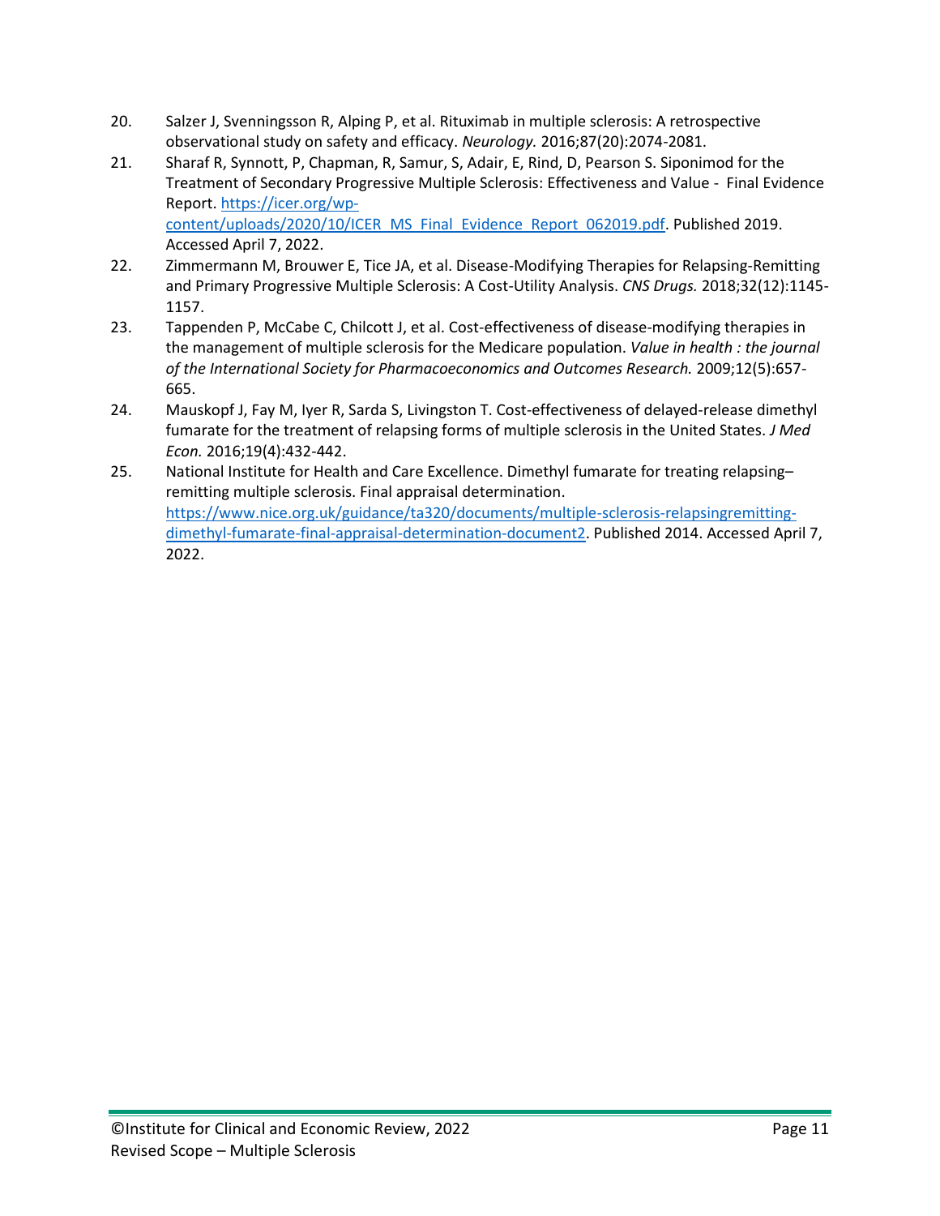20. Salzer J, Svenningsson R, Alping P, et al. Rituximab in multiple sclerosis: A retrospective observational study on safety and efficacy. *Neurology.* 2016;87(20):2074-2081.
21. Sharaf R, Synnott, P, Chapman, R, Samur, S, Adair, E, Rind, D, Pearson S. Siponimod for the Treatment of Secondary Progressive Multiple Sclerosis: Effectiveness and Value - Final Evidence Report. [https://icer.org/wp-content/uploads/2020/10/ICER_MS_Final_Evidence_Report_062019.pdf](https://icer.org/wp-content/uploads/2020/10/ICER_MS_Final_Evidence_Report_062019.pdf). Published 2019. Accessed April 7, 2022.
22. Zimmermann M, Brouwer E, Tice JA, et al. Disease-Modifying Therapies for Relapsing-Remitting and Primary Progressive Multiple Sclerosis: A Cost-Utility Analysis. *CNS Drugs.* 2018;32(12):1145-1157.
23. Tappenden P, McCabe C, Chilcott J, et al. Cost-effectiveness of disease-modifying therapies in the management of multiple sclerosis for the Medicare population. *Value in health : the journal of the International Society for Pharmacoeconomics and Outcomes Research.* 2009;12(5):657-665.
24. Mauskopf J, Fay M, Iyer R, Sarda S, Livingston T. Cost-effectiveness of delayed-release dimethyl fumarate for the treatment of relapsing forms of multiple sclerosis in the United States. *J Med Econ.* 2016;19(4):432-442.
25. National Institute for Health and Care Excellence. Dimethyl fumarate for treating relapsing–remitting multiple sclerosis. Final appraisal determination. [https://www.nice.org.uk/guidance/ta320/documents/multiple-sclerosis-relapsingremitting-dimethyl-fumarate-final-appraisal-determination-document2](https://www.nice.org.uk/guidance/ta320/documents/multiple-sclerosis-relapsingremitting-dimethyl-fumarate-final-appraisal-determination-document2). Published 2014. Accessed April 7, 2022.